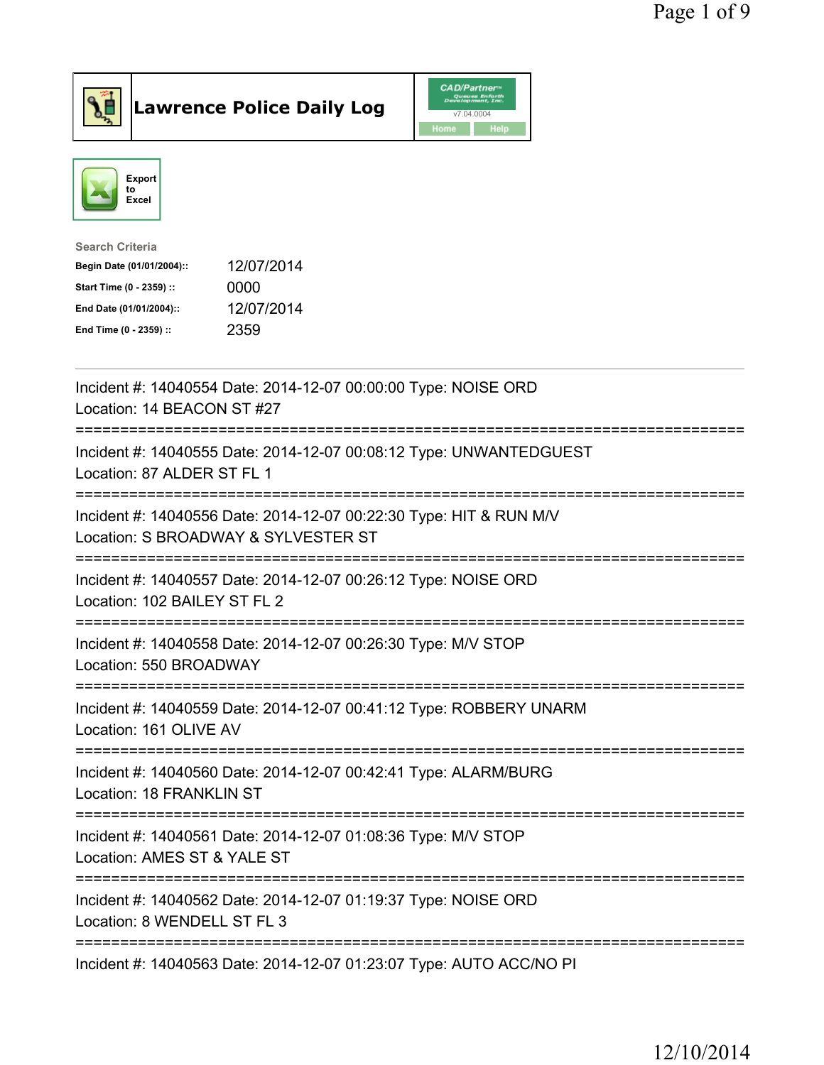# Lawrence Police Daily Log

Export to Excel

**Search Criteria**

| | |
|---|---|
| Begin Date (01/01/2004):: | 12/07/2014 |
| Start Time (0 - 2359) :: | 0000 |
| End Date (01/01/2004):: | 12/07/2014 |
| End Time (0 - 2359) :: | 2359 |

---

Incident #: 14040554 Date: 2014-12-07 00:00:00 Type: NOISE ORD
Location: 14 BEACON ST #27

===========================================================================

Incident #: 14040555 Date: 2014-12-07 00:08:12 Type: UNWANTEDGUEST
Location: 87 ALDER ST FL 1

===========================================================================

Incident #: 14040556 Date: 2014-12-07 00:22:30 Type: HIT & RUN M/V
Location: S BROADWAY & SYLVESTER ST

===========================================================================

Incident #: 14040557 Date: 2014-12-07 00:26:12 Type: NOISE ORD
Location: 102 BAILEY ST FL 2

===========================================================================

Incident #: 14040558 Date: 2014-12-07 00:26:30 Type: M/V STOP
Location: 550 BROADWAY

===========================================================================

Incident #: 14040559 Date: 2014-12-07 00:41:12 Type: ROBBERY UNARM
Location: 161 OLIVE AV

===========================================================================

Incident #: 14040560 Date: 2014-12-07 00:42:41 Type: ALARM/BURG
Location: 18 FRANKLIN ST

===========================================================================

Incident #: 14040561 Date: 2014-12-07 01:08:36 Type: M/V STOP
Location: AMES ST & YALE ST

===========================================================================

Incident #: 14040562 Date: 2014-12-07 01:19:37 Type: NOISE ORD
Location: 8 WENDELL ST FL 3

===========================================================================

Incident #: 14040563 Date: 2014-12-07 01:23:07 Type: AUTO ACC/NO PI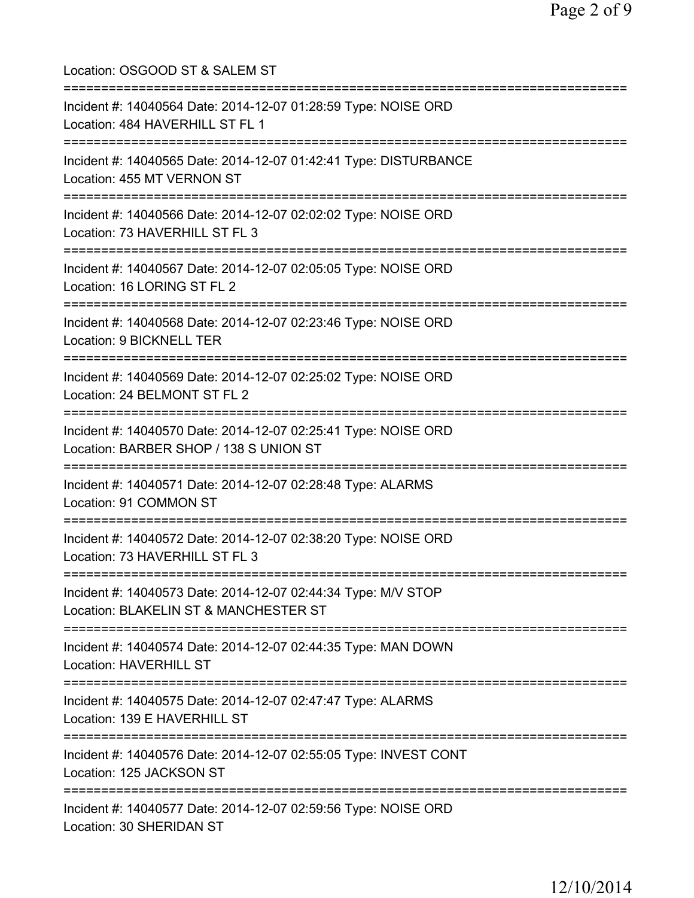Location: OSGOOD ST & SALEM ST

===========================================================================

Incident #: 14040564 Date: 2014-12-07 01:28:59 Type: NOISE ORD
Location: 484 HAVERHILL ST FL 1

===========================================================================

Incident #: 14040565 Date: 2014-12-07 01:42:41 Type: DISTURBANCE
Location: 455 MT VERNON ST

===========================================================================

Incident #: 14040566 Date: 2014-12-07 02:02:02 Type: NOISE ORD
Location: 73 HAVERHILL ST FL 3

===========================================================================

Incident #: 14040567 Date: 2014-12-07 02:05:05 Type: NOISE ORD
Location: 16 LORING ST FL 2

===========================================================================

Incident #: 14040568 Date: 2014-12-07 02:23:46 Type: NOISE ORD
Location: 9 BICKNELL TER

===========================================================================

Incident #: 14040569 Date: 2014-12-07 02:25:02 Type: NOISE ORD
Location: 24 BELMONT ST FL 2

===========================================================================

Incident #: 14040570 Date: 2014-12-07 02:25:41 Type: NOISE ORD
Location: BARBER SHOP / 138 S UNION ST

===========================================================================

Incident #: 14040571 Date: 2014-12-07 02:28:48 Type: ALARMS
Location: 91 COMMON ST

===========================================================================

Incident #: 14040572 Date: 2014-12-07 02:38:20 Type: NOISE ORD
Location: 73 HAVERHILL ST FL 3

===========================================================================

Incident #: 14040573 Date: 2014-12-07 02:44:34 Type: M/V STOP
Location: BLAKELIN ST & MANCHESTER ST

===========================================================================

Incident #: 14040574 Date: 2014-12-07 02:44:35 Type: MAN DOWN
Location: HAVERHILL ST

===========================================================================

Incident #: 14040575 Date: 2014-12-07 02:47:47 Type: ALARMS
Location: 139 E HAVERHILL ST

===========================================================================

Incident #: 14040576 Date: 2014-12-07 02:55:05 Type: INVEST CONT
Location: 125 JACKSON ST

===========================================================================

Incident #: 14040577 Date: 2014-12-07 02:59:56 Type: NOISE ORD
Location: 30 SHERIDAN ST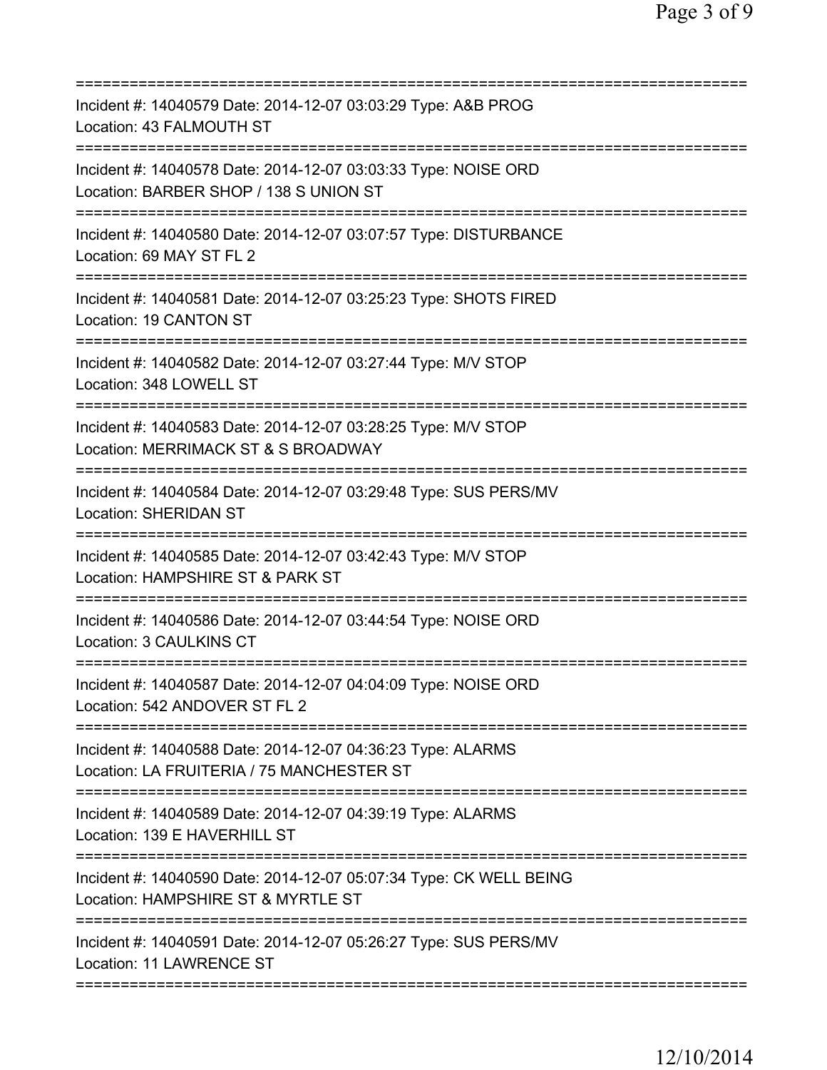Incident #: 14040579 Date: 2014-12-07 03:03:29 Type: A&B PROG
Location: 43 FALMOUTH ST

Incident #: 14040578 Date: 2014-12-07 03:03:33 Type: NOISE ORD
Location: BARBER SHOP / 138 S UNION ST

Incident #: 14040580 Date: 2014-12-07 03:07:57 Type: DISTURBANCE
Location: 69 MAY ST FL 2

Incident #: 14040581 Date: 2014-12-07 03:25:23 Type: SHOTS FIRED
Location: 19 CANTON ST

Incident #: 14040582 Date: 2014-12-07 03:27:44 Type: M/V STOP
Location: 348 LOWELL ST

Incident #: 14040583 Date: 2014-12-07 03:28:25 Type: M/V STOP
Location: MERRIMACK ST & S BROADWAY

Incident #: 14040584 Date: 2014-12-07 03:29:48 Type: SUS PERS/MV
Location: SHERIDAN ST

Incident #: 14040585 Date: 2014-12-07 03:42:43 Type: M/V STOP
Location: HAMPSHIRE ST & PARK ST

Incident #: 14040586 Date: 2014-12-07 03:44:54 Type: NOISE ORD
Location: 3 CAULKINS CT

Incident #: 14040587 Date: 2014-12-07 04:04:09 Type: NOISE ORD
Location: 542 ANDOVER ST FL 2

Incident #: 14040588 Date: 2014-12-07 04:36:23 Type: ALARMS
Location: LA FRUITERIA / 75 MANCHESTER ST

Incident #: 14040589 Date: 2014-12-07 04:39:19 Type: ALARMS
Location: 139 E HAVERHILL ST

Incident #: 14040590 Date: 2014-12-07 05:07:34 Type: CK WELL BEING
Location: HAMPSHIRE ST & MYRTLE ST

Incident #: 14040591 Date: 2014-12-07 05:26:27 Type: SUS PERS/MV
Location: 11 LAWRENCE ST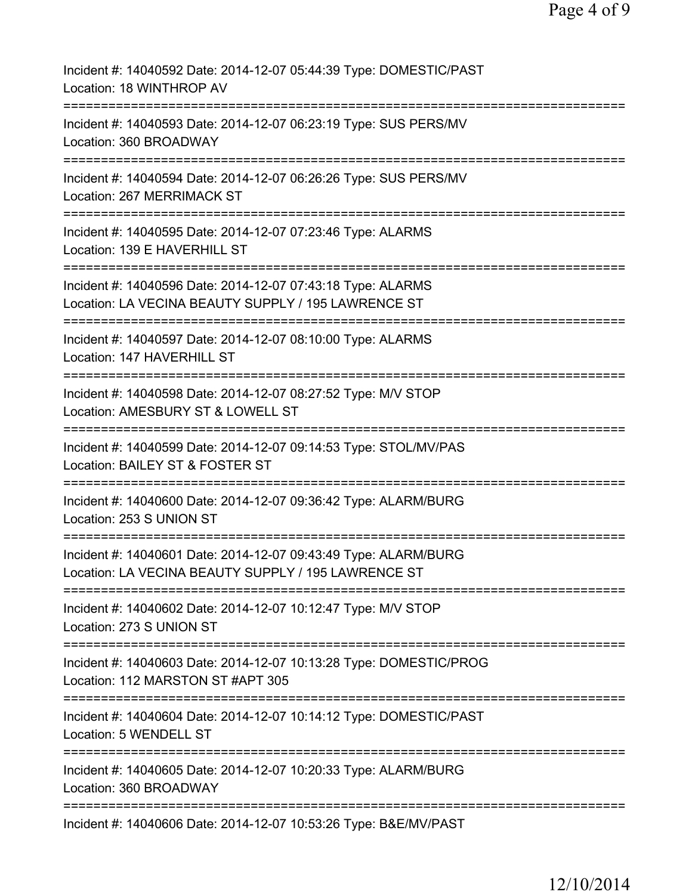Incident #: 14040592 Date: 2014-12-07 05:44:39 Type: DOMESTIC/PAST
Location: 18 WINTHROP AV
===========================================================================
Incident #: 14040593 Date: 2014-12-07 06:23:19 Type: SUS PERS/MV
Location: 360 BROADWAY
===========================================================================
Incident #: 14040594 Date: 2014-12-07 06:26:26 Type: SUS PERS/MV
Location: 267 MERRIMACK ST
===========================================================================
Incident #: 14040595 Date: 2014-12-07 07:23:46 Type: ALARMS
Location: 139 E HAVERHILL ST
===========================================================================
Incident #: 14040596 Date: 2014-12-07 07:43:18 Type: ALARMS
Location: LA VECINA BEAUTY SUPPLY / 195 LAWRENCE ST
===========================================================================
Incident #: 14040597 Date: 2014-12-07 08:10:00 Type: ALARMS
Location: 147 HAVERHILL ST
===========================================================================
Incident #: 14040598 Date: 2014-12-07 08:27:52 Type: M/V STOP
Location: AMESBURY ST & LOWELL ST
===========================================================================
Incident #: 14040599 Date: 2014-12-07 09:14:53 Type: STOL/MV/PAS
Location: BAILEY ST & FOSTER ST
===========================================================================
Incident #: 14040600 Date: 2014-12-07 09:36:42 Type: ALARM/BURG
Location: 253 S UNION ST
===========================================================================
Incident #: 14040601 Date: 2014-12-07 09:43:49 Type: ALARM/BURG
Location: LA VECINA BEAUTY SUPPLY / 195 LAWRENCE ST
===========================================================================
Incident #: 14040602 Date: 2014-12-07 10:12:47 Type: M/V STOP
Location: 273 S UNION ST
===========================================================================
Incident #: 14040603 Date: 2014-12-07 10:13:28 Type: DOMESTIC/PROG
Location: 112 MARSTON ST #APT 305
===========================================================================
Incident #: 14040604 Date: 2014-12-07 10:14:12 Type: DOMESTIC/PAST
Location: 5 WENDELL ST
===========================================================================
Incident #: 14040605 Date: 2014-12-07 10:20:33 Type: ALARM/BURG
Location: 360 BROADWAY
===========================================================================
Incident #: 14040606 Date: 2014-12-07 10:53:26 Type: B&E/MV/PAST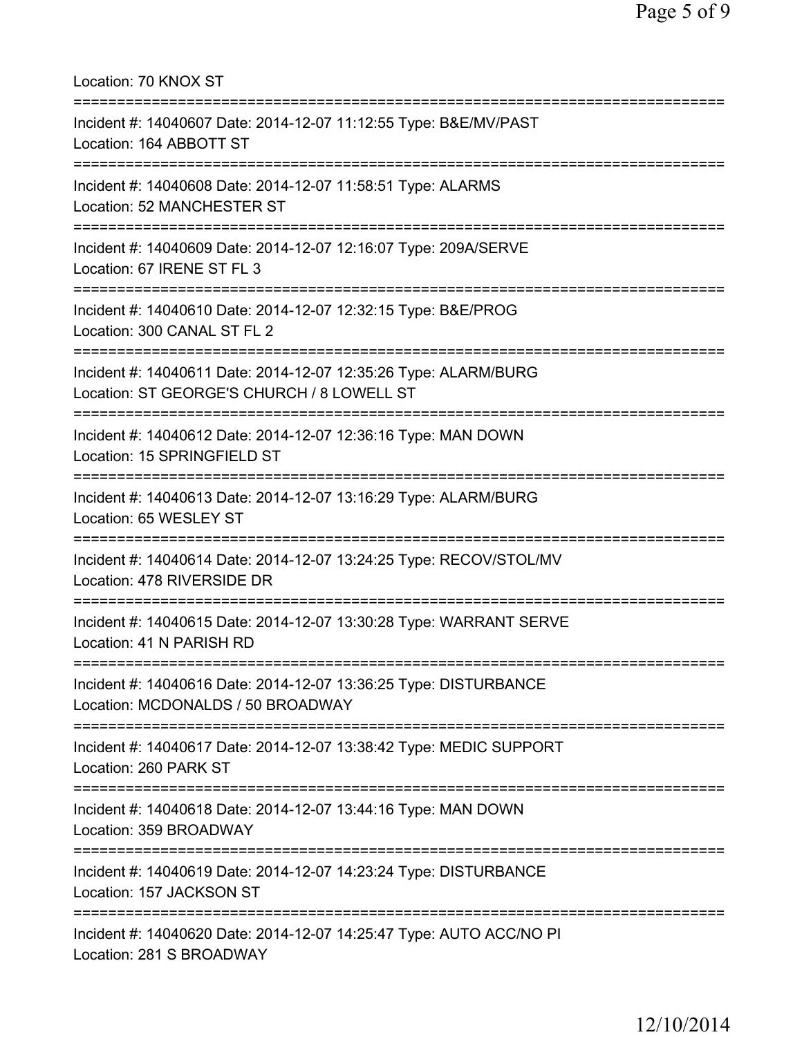Location: 70 KNOX ST

===========================================================================

Incident #: 14040607 Date: 2014-12-07 11:12:55 Type: B&E/MV/PAST
Location: 164 ABBOTT ST

===========================================================================

Incident #: 14040608 Date: 2014-12-07 11:58:51 Type: ALARMS
Location: 52 MANCHESTER ST

===========================================================================

Incident #: 14040609 Date: 2014-12-07 12:16:07 Type: 209A/SERVE
Location: 67 IRENE ST FL 3

===========================================================================

Incident #: 14040610 Date: 2014-12-07 12:32:15 Type: B&E/PROG
Location: 300 CANAL ST FL 2

===========================================================================

Incident #: 14040611 Date: 2014-12-07 12:35:26 Type: ALARM/BURG
Location: ST GEORGE'S CHURCH / 8 LOWELL ST

===========================================================================

Incident #: 14040612 Date: 2014-12-07 12:36:16 Type: MAN DOWN
Location: 15 SPRINGFIELD ST

===========================================================================

Incident #: 14040613 Date: 2014-12-07 13:16:29 Type: ALARM/BURG
Location: 65 WESLEY ST

===========================================================================

Incident #: 14040614 Date: 2014-12-07 13:24:25 Type: RECOV/STOL/MV
Location: 478 RIVERSIDE DR

===========================================================================

Incident #: 14040615 Date: 2014-12-07 13:30:28 Type: WARRANT SERVE
Location: 41 N PARISH RD

===========================================================================

Incident #: 14040616 Date: 2014-12-07 13:36:25 Type: DISTURBANCE
Location: MCDONALDS / 50 BROADWAY

===========================================================================

Incident #: 14040617 Date: 2014-12-07 13:38:42 Type: MEDIC SUPPORT
Location: 260 PARK ST

===========================================================================

Incident #: 14040618 Date: 2014-12-07 13:44:16 Type: MAN DOWN
Location: 359 BROADWAY

===========================================================================

Incident #: 14040619 Date: 2014-12-07 14:23:24 Type: DISTURBANCE
Location: 157 JACKSON ST

===========================================================================

Incident #: 14040620 Date: 2014-12-07 14:25:47 Type: AUTO ACC/NO PI
Location: 281 S BROADWAY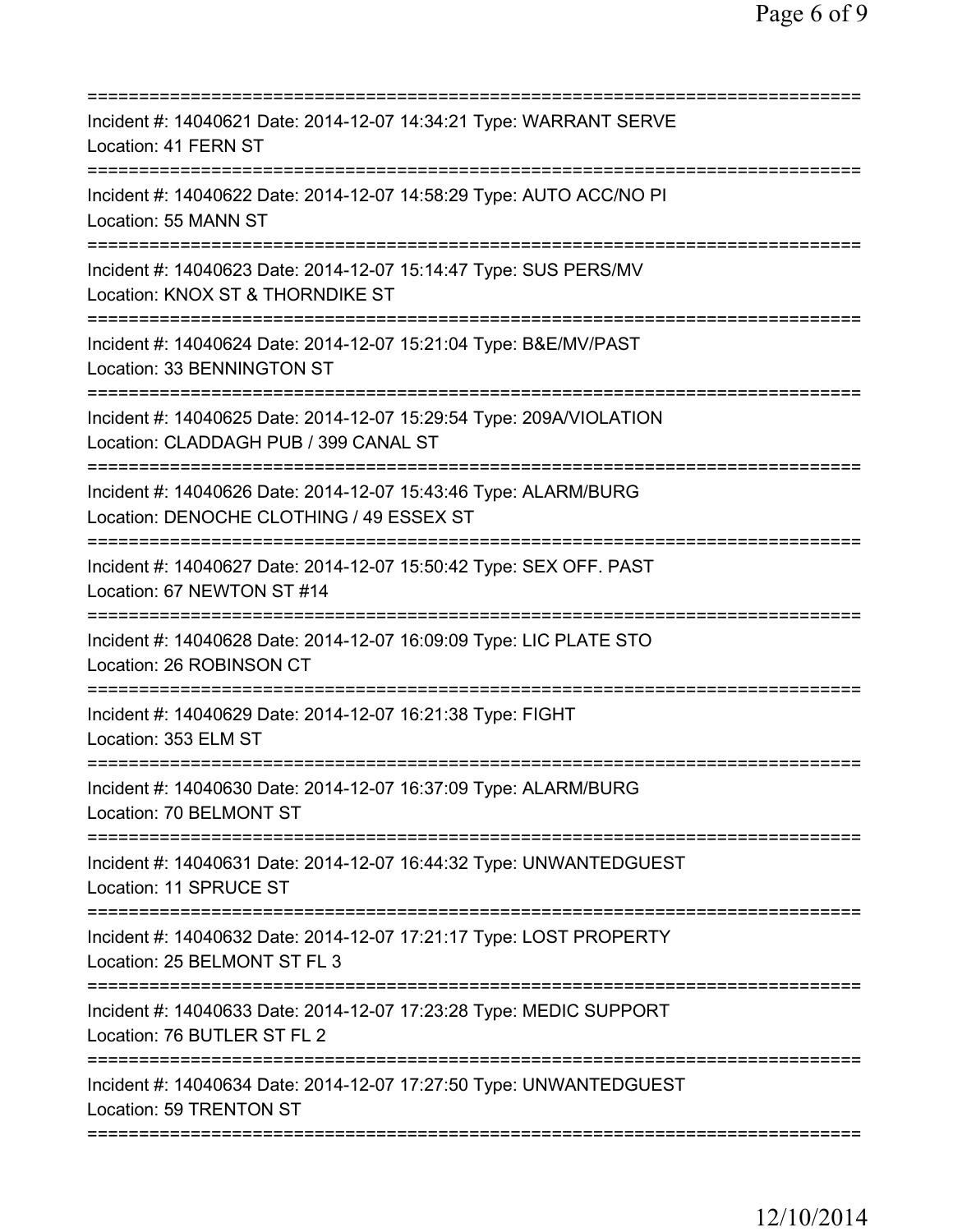===========================================================================
Incident #: 14040621 Date: 2014-12-07 14:34:21 Type: WARRANT SERVE
Location: 41 FERN ST
===========================================================================
Incident #: 14040622 Date: 2014-12-07 14:58:29 Type: AUTO ACC/NO PI
Location: 55 MANN ST
===========================================================================
Incident #: 14040623 Date: 2014-12-07 15:14:47 Type: SUS PERS/MV
Location: KNOX ST & THORNDIKE ST
===========================================================================
Incident #: 14040624 Date: 2014-12-07 15:21:04 Type: B&E/MV/PAST
Location: 33 BENNINGTON ST
===========================================================================
Incident #: 14040625 Date: 2014-12-07 15:29:54 Type: 209A/VIOLATION
Location: CLADDAGH PUB / 399 CANAL ST
===========================================================================
Incident #: 14040626 Date: 2014-12-07 15:43:46 Type: ALARM/BURG
Location: DENOCHE CLOTHING / 49 ESSEX ST
===========================================================================
Incident #: 14040627 Date: 2014-12-07 15:50:42 Type: SEX OFF. PAST
Location: 67 NEWTON ST #14
===========================================================================
Incident #: 14040628 Date: 2014-12-07 16:09:09 Type: LIC PLATE STO
Location: 26 ROBINSON CT
===========================================================================
Incident #: 14040629 Date: 2014-12-07 16:21:38 Type: FIGHT
Location: 353 ELM ST
===========================================================================
Incident #: 14040630 Date: 2014-12-07 16:37:09 Type: ALARM/BURG
Location: 70 BELMONT ST
===========================================================================
Incident #: 14040631 Date: 2014-12-07 16:44:32 Type: UNWANTEDGUEST
Location: 11 SPRUCE ST
===========================================================================
Incident #: 14040632 Date: 2014-12-07 17:21:17 Type: LOST PROPERTY
Location: 25 BELMONT ST FL 3
===========================================================================
Incident #: 14040633 Date: 2014-12-07 17:23:28 Type: MEDIC SUPPORT
Location: 76 BUTLER ST FL 2
===========================================================================
Incident #: 14040634 Date: 2014-12-07 17:27:50 Type: UNWANTEDGUEST
Location: 59 TRENTON ST
===========================================================================

12/10/2014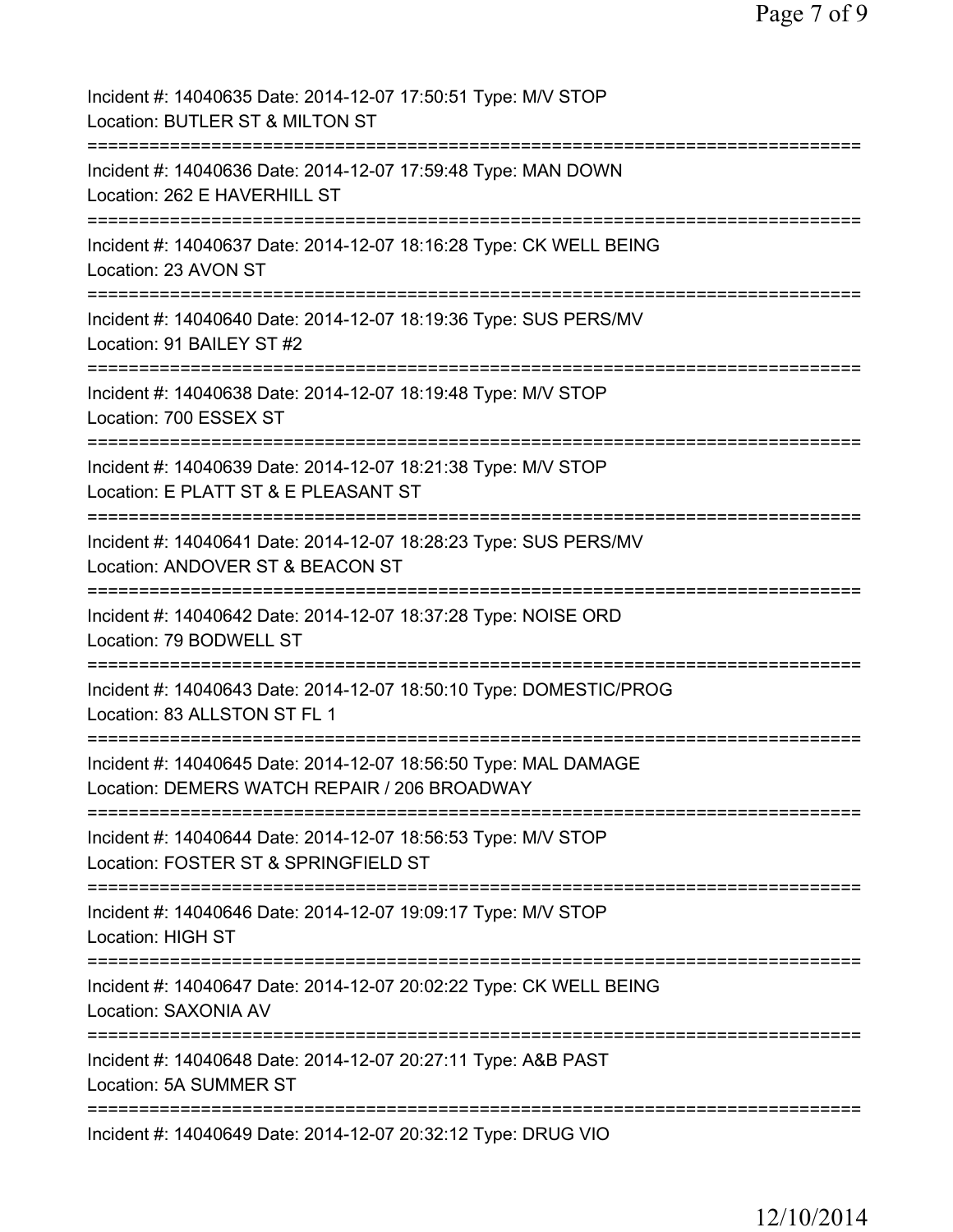Incident #: 14040635 Date: 2014-12-07 17:50:51 Type: M/V STOP
Location: BUTLER ST & MILTON ST

===========================================================================

Incident #: 14040636 Date: 2014-12-07 17:59:48 Type: MAN DOWN
Location: 262 E HAVERHILL ST

===========================================================================

Incident #: 14040637 Date: 2014-12-07 18:16:28 Type: CK WELL BEING
Location: 23 AVON ST

===========================================================================

Incident #: 14040640 Date: 2014-12-07 18:19:36 Type: SUS PERS/MV
Location: 91 BAILEY ST #2

===========================================================================

Incident #: 14040638 Date: 2014-12-07 18:19:48 Type: M/V STOP
Location: 700 ESSEX ST

===========================================================================

Incident #: 14040639 Date: 2014-12-07 18:21:38 Type: M/V STOP
Location: E PLATT ST & E PLEASANT ST

===========================================================================

Incident #: 14040641 Date: 2014-12-07 18:28:23 Type: SUS PERS/MV
Location: ANDOVER ST & BEACON ST

===========================================================================

Incident #: 14040642 Date: 2014-12-07 18:37:28 Type: NOISE ORD
Location: 79 BODWELL ST

===========================================================================

Incident #: 14040643 Date: 2014-12-07 18:50:10 Type: DOMESTIC/PROG
Location: 83 ALLSTON ST FL 1

===========================================================================

Incident #: 14040645 Date: 2014-12-07 18:56:50 Type: MAL DAMAGE
Location: DEMERS WATCH REPAIR / 206 BROADWAY

===========================================================================

Incident #: 14040644 Date: 2014-12-07 18:56:53 Type: M/V STOP
Location: FOSTER ST & SPRINGFIELD ST

===========================================================================

Incident #: 14040646 Date: 2014-12-07 19:09:17 Type: M/V STOP
Location: HIGH ST

===========================================================================

Incident #: 14040647 Date: 2014-12-07 20:02:22 Type: CK WELL BEING
Location: SAXONIA AV

===========================================================================

Incident #: 14040648 Date: 2014-12-07 20:27:11 Type: A&B PAST
Location: 5A SUMMER ST

===========================================================================

Incident #: 14040649 Date: 2014-12-07 20:32:12 Type: DRUG VIO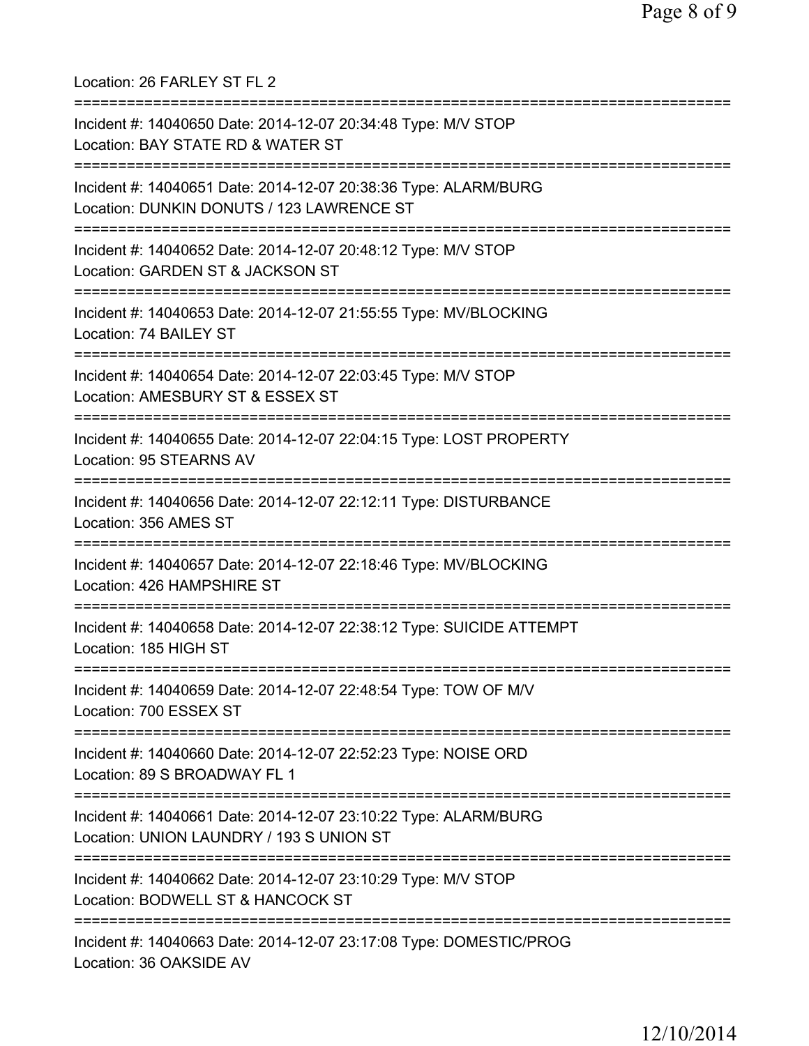Location: 26 FARLEY ST FL 2

===========================================================================

Incident #: 14040650 Date: 2014-12-07 20:34:48 Type: M/V STOP
Location: BAY STATE RD & WATER ST

===========================================================================

Incident #: 14040651 Date: 2014-12-07 20:38:36 Type: ALARM/BURG
Location: DUNKIN DONUTS / 123 LAWRENCE ST

===========================================================================

Incident #: 14040652 Date: 2014-12-07 20:48:12 Type: M/V STOP
Location: GARDEN ST & JACKSON ST

===========================================================================

Incident #: 14040653 Date: 2014-12-07 21:55:55 Type: MV/BLOCKING
Location: 74 BAILEY ST

===========================================================================

Incident #: 14040654 Date: 2014-12-07 22:03:45 Type: M/V STOP
Location: AMESBURY ST & ESSEX ST

===========================================================================

Incident #: 14040655 Date: 2014-12-07 22:04:15 Type: LOST PROPERTY
Location: 95 STEARNS AV

===========================================================================

Incident #: 14040656 Date: 2014-12-07 22:12:11 Type: DISTURBANCE
Location: 356 AMES ST

===========================================================================

Incident #: 14040657 Date: 2014-12-07 22:18:46 Type: MV/BLOCKING
Location: 426 HAMPSHIRE ST

===========================================================================

Incident #: 14040658 Date: 2014-12-07 22:38:12 Type: SUICIDE ATTEMPT
Location: 185 HIGH ST

===========================================================================

Incident #: 14040659 Date: 2014-12-07 22:48:54 Type: TOW OF M/V
Location: 700 ESSEX ST

===========================================================================

Incident #: 14040660 Date: 2014-12-07 22:52:23 Type: NOISE ORD
Location: 89 S BROADWAY FL 1

===========================================================================

Incident #: 14040661 Date: 2014-12-07 23:10:22 Type: ALARM/BURG
Location: UNION LAUNDRY / 193 S UNION ST

===========================================================================

Incident #: 14040662 Date: 2014-12-07 23:10:29 Type: M/V STOP
Location: BODWELL ST & HANCOCK ST

===========================================================================

Incident #: 14040663 Date: 2014-12-07 23:17:08 Type: DOMESTIC/PROG
Location: 36 OAKSIDE AV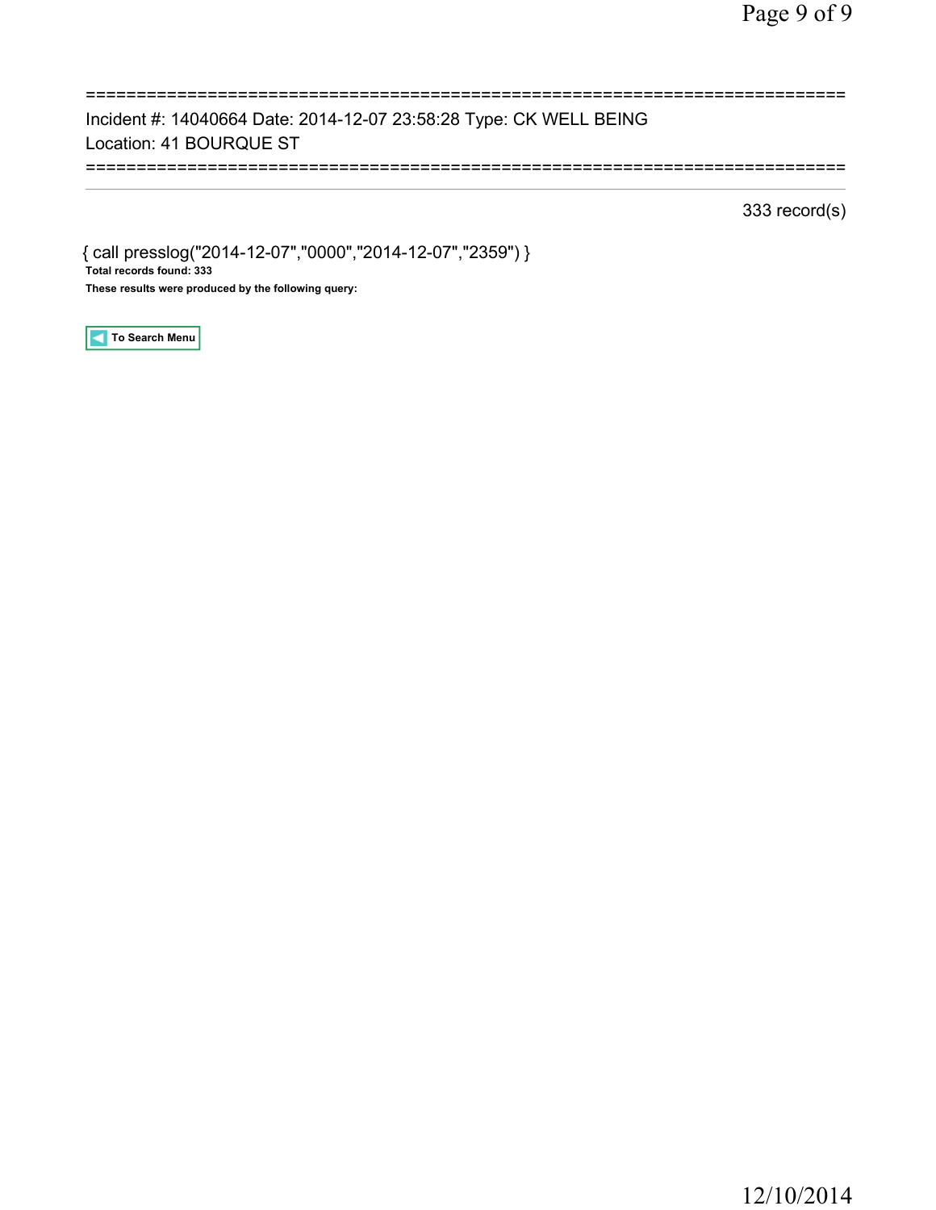===========================================================================

Incident #: 14040664 Date: 2014-12-07 23:58:28 Type: CK WELL BEING

Location: 41 BOURQUE ST

===========================================================================

---

333 record(s)

{ call presslog("2014-12-07","0000","2014-12-07","2359") }

**Total records found: 333**

**These results were produced by the following query:**

**To Search Menu**